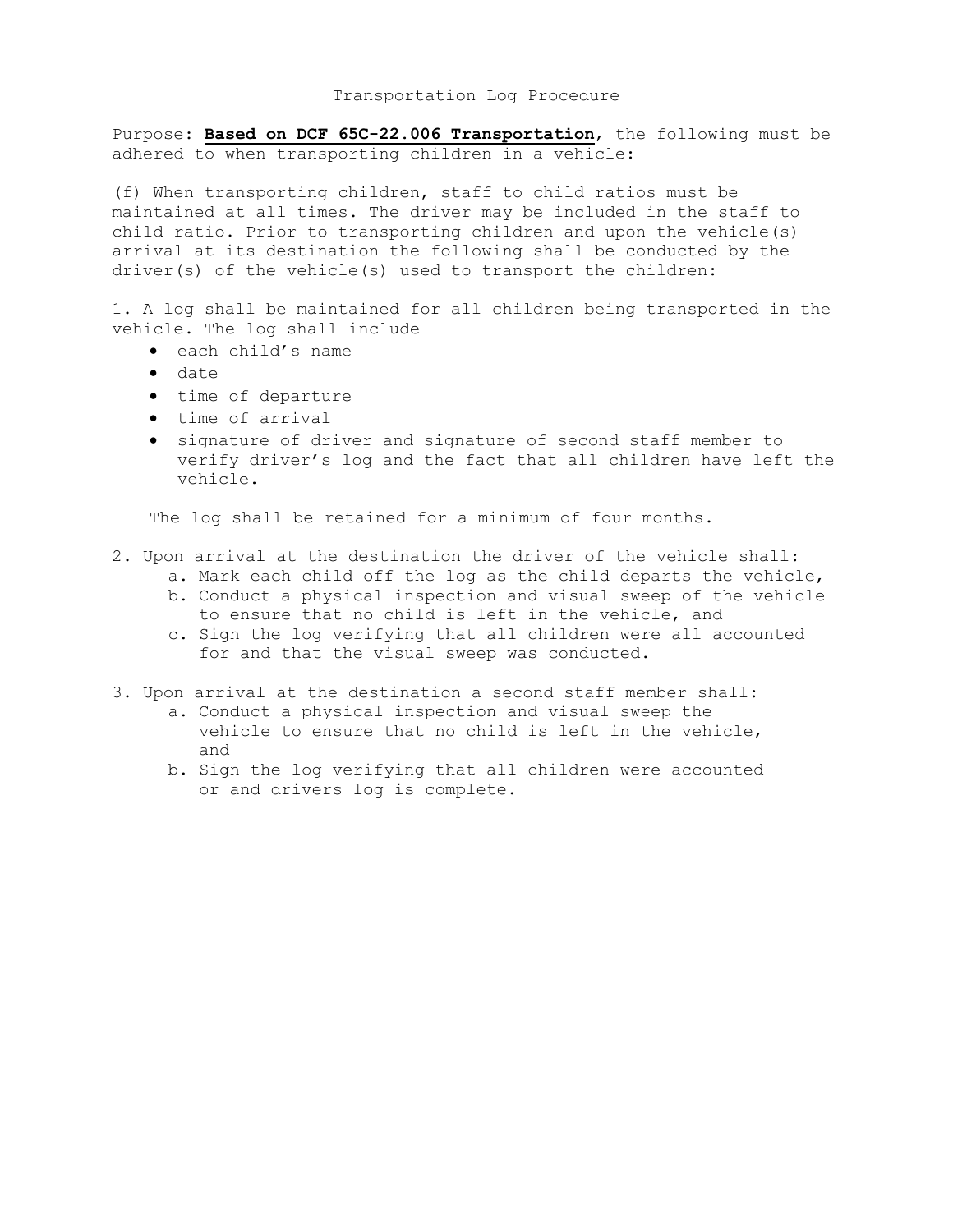# Transportation Log Procedure

Purpose: **<u>Based on DCF 65C-22.006 Transportation</u>**, the following must be adhered to when transporting children in a vehicle:

(f) When transporting children, staff to child ratios must be maintained at all times. The driver may be included in the staff to child ratio. Prior to transporting children and upon the vehicle(s) arrival at its destination the following shall be conducted by the driver(s) of the vehicle(s) used to transport the children:

1. A log shall be maintained for all children being transported in the vehicle. The log shall include
   - each child's name
   - date
   - time of departure
   - time of arrival
   - signature of driver and signature of second staff member to verify driver's log and the fact that all children have left the vehicle.

   The log shall be retained for a minimum of four months.

2. Upon arrival at the destination the driver of the vehicle shall:
   a. Mark each child off the log as the child departs the vehicle,
   b. Conduct a physical inspection and visual sweep of the vehicle to ensure that no child is left in the vehicle, and
   c. Sign the log verifying that all children were all accounted for and that the visual sweep was conducted.

3. Upon arrival at the destination a second staff member shall:
   a. Conduct a physical inspection and visual sweep the vehicle to ensure that no child is left in the vehicle, and
   b. Sign the log verifying that all children were accounted or and drivers log is complete.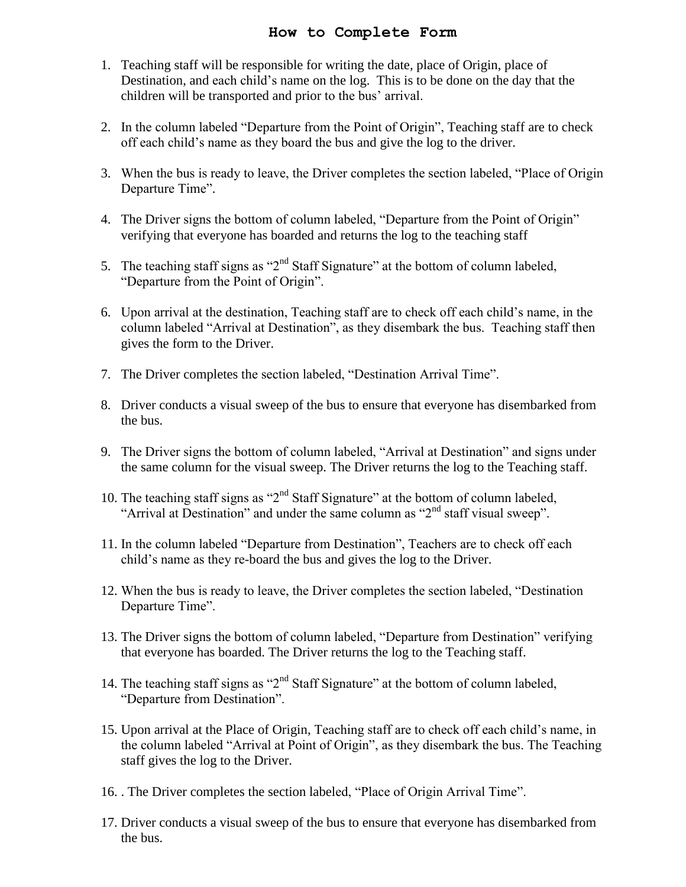# How to Complete Form

1. Teaching staff will be responsible for writing the date, place of Origin, place of Destination, and each child's name on the log. This is to be done on the day that the children will be transported and prior to the bus' arrival.

2. In the column labeled "Departure from the Point of Origin", Teaching staff are to check off each child's name as they board the bus and give the log to the driver.

3. When the bus is ready to leave, the Driver completes the section labeled, "Place of Origin Departure Time".

4. The Driver signs the bottom of column labeled, "Departure from the Point of Origin" verifying that everyone has boarded and returns the log to the teaching staff

5. The teaching staff signs as "2nd Staff Signature" at the bottom of column labeled, "Departure from the Point of Origin".

6. Upon arrival at the destination, Teaching staff are to check off each child's name, in the column labeled "Arrival at Destination", as they disembark the bus. Teaching staff then gives the form to the Driver.

7. The Driver completes the section labeled, "Destination Arrival Time".

8. Driver conducts a visual sweep of the bus to ensure that everyone has disembarked from the bus.

9. The Driver signs the bottom of column labeled, "Arrival at Destination" and signs under the same column for the visual sweep. The Driver returns the log to the Teaching staff.

10. The teaching staff signs as "2nd Staff Signature" at the bottom of column labeled, "Arrival at Destination" and under the same column as "2nd staff visual sweep".

11. In the column labeled "Departure from Destination", Teachers are to check off each child's name as they re-board the bus and gives the log to the Driver.

12. When the bus is ready to leave, the Driver completes the section labeled, "Destination Departure Time".

13. The Driver signs the bottom of column labeled, "Departure from Destination" verifying that everyone has boarded. The Driver returns the log to the Teaching staff.

14. The teaching staff signs as "2nd Staff Signature" at the bottom of column labeled, "Departure from Destination".

15. Upon arrival at the Place of Origin, Teaching staff are to check off each child's name, in the column labeled "Arrival at Point of Origin", as they disembark the bus. The Teaching staff gives the log to the Driver.

16. . The Driver completes the section labeled, "Place of Origin Arrival Time".

17. Driver conducts a visual sweep of the bus to ensure that everyone has disembarked from the bus.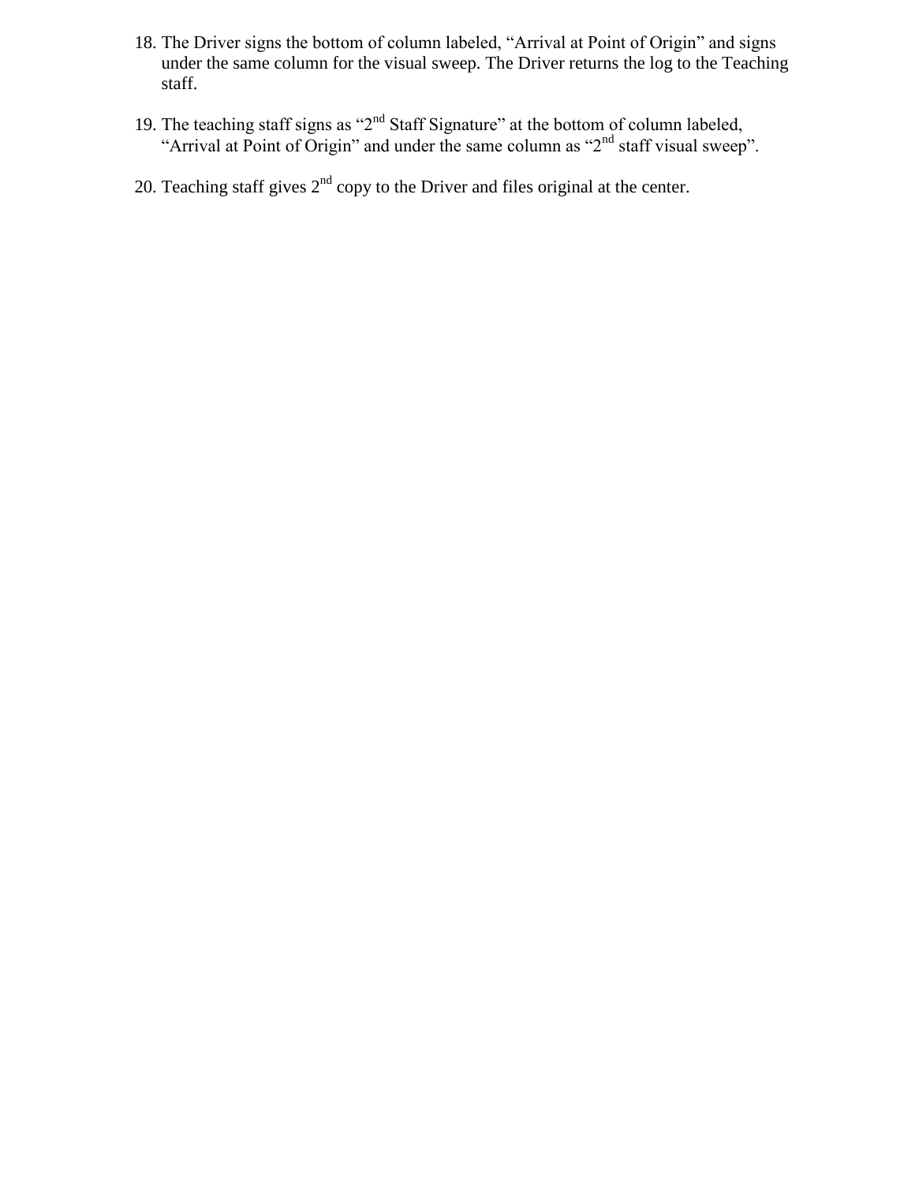18. The Driver signs the bottom of column labeled, “Arrival at Point of Origin” and signs under the same column for the visual sweep. The Driver returns the log to the Teaching staff.

19. The teaching staff signs as “2nd Staff Signature” at the bottom of column labeled, “Arrival at Point of Origin” and under the same column as “2nd staff visual sweep”.

20. Teaching staff gives 2nd copy to the Driver and files original at the center.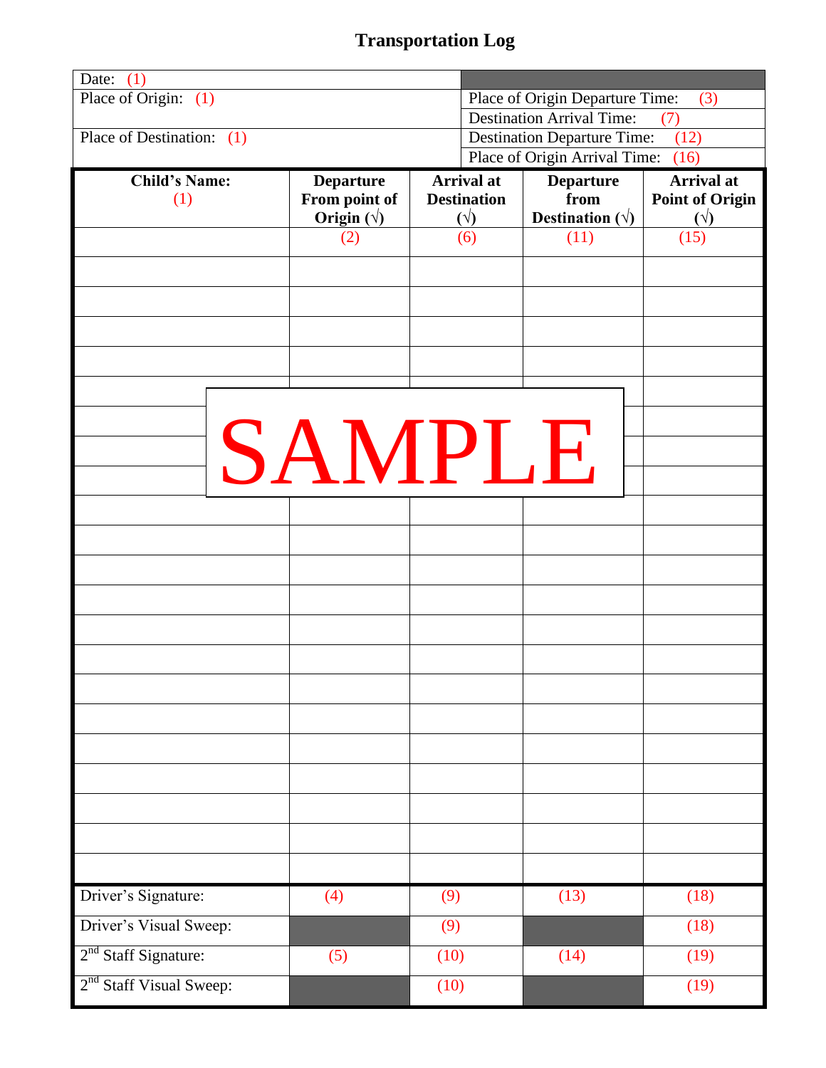# Transportation Log

| | |
|---|---|
| Date: (1) | |
| Place of Origin: (1) | Place of Origin Departure Time: (3) |
| | Destination Arrival Time: (7) |
| Place of Destination: (1) | Destination Departure Time: (12) |
| | Place of Origin Arrival Time: (16) |

| Child's Name: (1) | Departure From point of Origin (√) | Arrival at Destination (√) | Departure from Destination (√) | Arrival at Point of Origin (√) |
|---|---|---|---|---|
| | (2) | (6) | (11) | (15) |
| | | | | |
| | | | | |
| | | | | |
| | | | | |
| | | | | |
| | | | | |
| | | | | |
| | | | | |
| | | | | |
| | | | | |
| | | | | |
| | | | | |
| | | | | |
| | | | | |
| | | | | |
| | | | | |
| | | | | |
| | | | | |
| | | | | |
| | | | | |
| | | | | |
| Driver's Signature: | (4) | (9) | (13) | (18) |
| Driver's Visual Sweep: | | (9) | | (18) |
| 2nd Staff Signature: | (5) | (10) | (14) | (19) |
| 2nd Staff Visual Sweep: | | (10) | | (19) |

SAMPLE